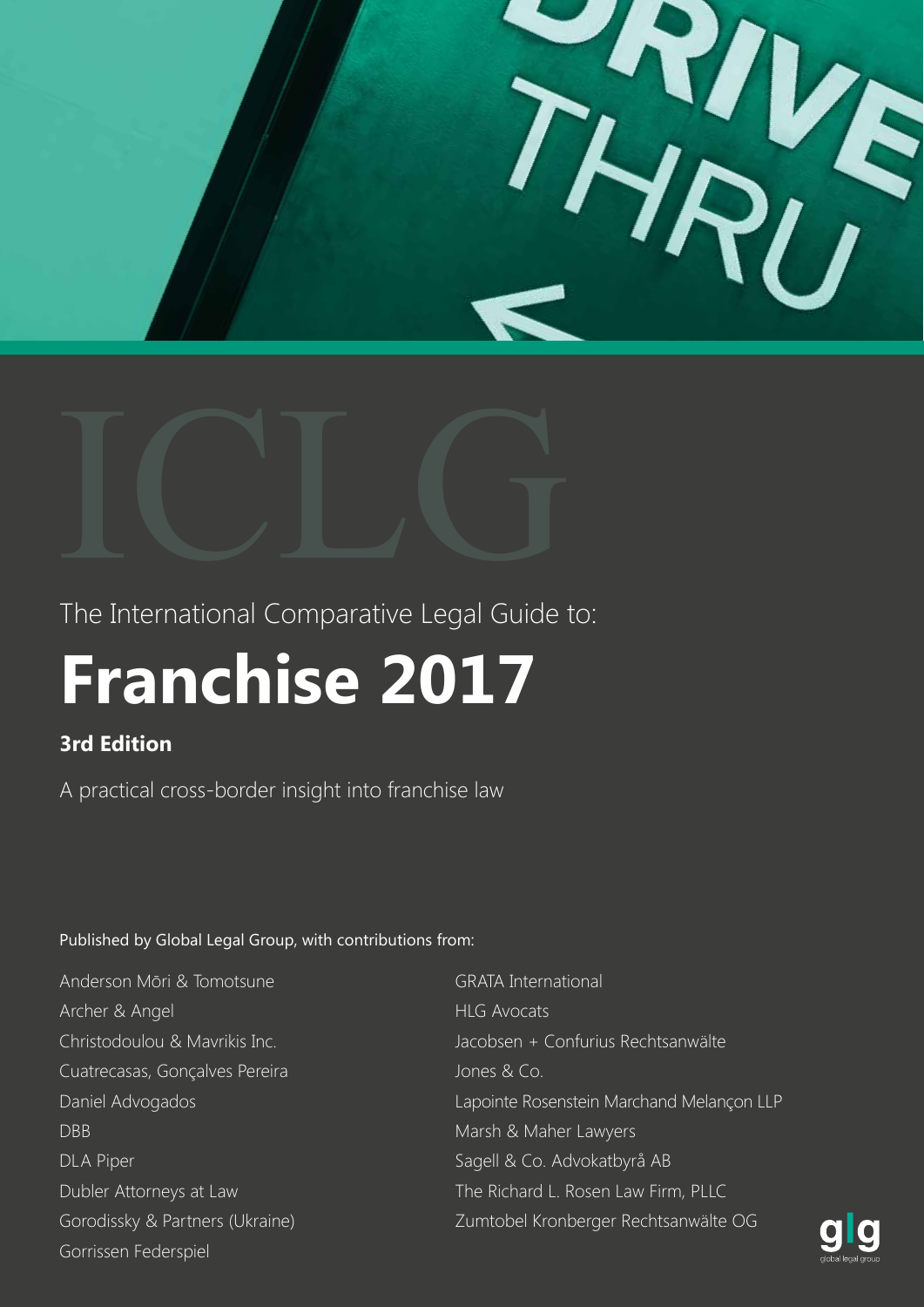ICLG

The International Comparative Legal Guide to:

# Franchise 2017

**3rd Edition**

A practical cross-border insight into franchise law

Published by Global Legal Group, with contributions from:

Anderson Mōri & Tomotsune
Archer & Angel
Christodoulou & Mavrikis Inc.
Cuatrecasas, Gonçalves Pereira
Daniel Advogados
DBB
DLA Piper
Dubler Attorneys at Law
Gorodissky & Partners (Ukraine)
Gorrissen Federspiel
GRATA International
HLG Avocats
Jacobsen + Confurius Rechtsanwälte
Jones & Co.
Lapointe Rosenstein Marchand Melançon LLP
Marsh & Maher Lawyers
Sagell & Co. Advokatbyrå AB
The Richard L. Rosen Law Firm, PLLC
Zumtobel Kronberger Rechtsanwälte OG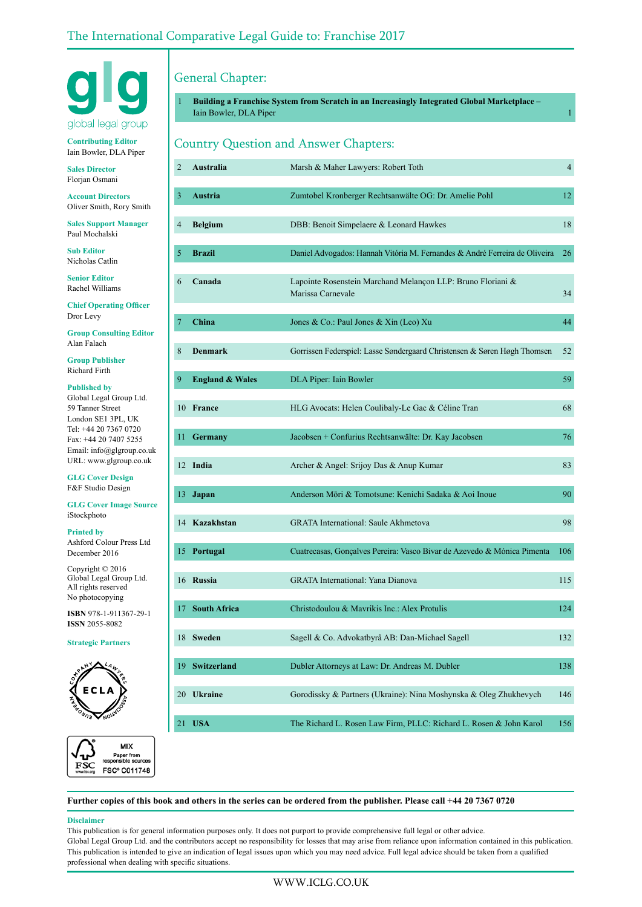# The International Comparative Legal Guide to: Franchise 2017

glg
global legal group

**Contributing Editor**
Iain Bowler, DLA Piper

**Sales Director**
Florjan Osmani

**Account Directors**
Oliver Smith, Rory Smith

**Sales Support Manager**
Paul Mochalski

**Sub Editor**
Nicholas Catlin

**Senior Editor**
Rachel Williams

**Chief Operating Officer**
Dror Levy

**Group Consulting Editor**
Alan Falach

**Group Publisher**
Richard Firth

**Published by**
Global Legal Group Ltd.
59 Tanner Street
London SE1 3PL, UK
Tel: +44 20 7367 0720
Fax: +44 20 7407 5255
Email: info@glgroup.co.uk
URL: www.glgroup.co.uk

**GLG Cover Design**
F&F Studio Design

**GLG Cover Image Source**
iStockphoto

**Printed by**
Ashford Colour Press Ltd
December 2016

Copyright © 2016
Global Legal Group Ltd.
All rights reserved
No photocopying

**ISBN** 978-1-911367-29-1
**ISSN** 2055-8082

**Strategic Partners**

ECLA – European Company Lawyers Association

FSC MIX Paper from responsible sources FSC® C011748

## General Chapter:

| | | |
|---|---|---|
| 1 | **Building a Franchise System from Scratch in an Increasingly Integrated Global Marketplace –** Iain Bowler, DLA Piper | 1 |

## Country Question and Answer Chapters:

| | | | |
|---|---|---|---|
| 2 | **Australia** | Marsh & Maher Lawyers: Robert Toth | 4 |
| 3 | **Austria** | Zumtobel Kronberger Rechtsanwälte OG: Dr. Amelie Pohl | 12 |
| 4 | **Belgium** | DBB: Benoit Simpelaere & Leonard Hawkes | 18 |
| 5 | **Brazil** | Daniel Advogados: Hannah Vitória M. Fernandes & André Ferreira de Oliveira | 26 |
| 6 | **Canada** | Lapointe Rosenstein Marchand Melançon LLP: Bruno Floriani & Marissa Carnevale | 34 |
| 7 | **China** | Jones & Co.: Paul Jones & Xin (Leo) Xu | 44 |
| 8 | **Denmark** | Gorrissen Federspiel: Lasse Søndergaard Christensen & Søren Høgh Thomsen | 52 |
| 9 | **England & Wales** | DLA Piper: Iain Bowler | 59 |
| 10 | **France** | HLG Avocats: Helen Coulibaly-Le Gac & Céline Tran | 68 |
| 11 | **Germany** | Jacobsen + Confurius Rechtsanwälte: Dr. Kay Jacobsen | 76 |
| 12 | **India** | Archer & Angel: Srijoy Das & Anup Kumar | 83 |
| 13 | **Japan** | Anderson Mōri & Tomotsune: Kenichi Sadaka & Aoi Inoue | 90 |
| 14 | **Kazakhstan** | GRATA International: Saule Akhmetova | 98 |
| 15 | **Portugal** | Cuatrecasas, Gonçalves Pereira: Vasco Bivar de Azevedo & Mónica Pimenta | 106 |
| 16 | **Russia** | GRATA International: Yana Dianova | 115 |
| 17 | **South Africa** | Christodoulou & Mavrikis Inc.: Alex Protulis | 124 |
| 18 | **Sweden** | Sagell & Co. Advokatbyrå AB: Dan-Michael Sagell | 132 |
| 19 | **Switzerland** | Dubler Attorneys at Law: Dr. Andreas M. Dubler | 138 |
| 20 | **Ukraine** | Gorodissky & Partners (Ukraine): Nina Moshynska & Oleg Zhukhevych | 146 |
| 21 | **USA** | The Richard L. Rosen Law Firm, PLLC: Richard L. Rosen & John Karol | 156 |

**Further copies of this book and others in the series can be ordered from the publisher. Please call +44 20 7367 0720**

**Disclaimer**
This publication is for general information purposes only. It does not purport to provide comprehensive full legal or other advice.
Global Legal Group Ltd. and the contributors accept no responsibility for losses that may arise from reliance upon information contained in this publication.
This publication is intended to give an indication of legal issues upon which you may need advice. Full legal advice should be taken from a qualified professional when dealing with specific situations.

WWW.ICLG.CO.UK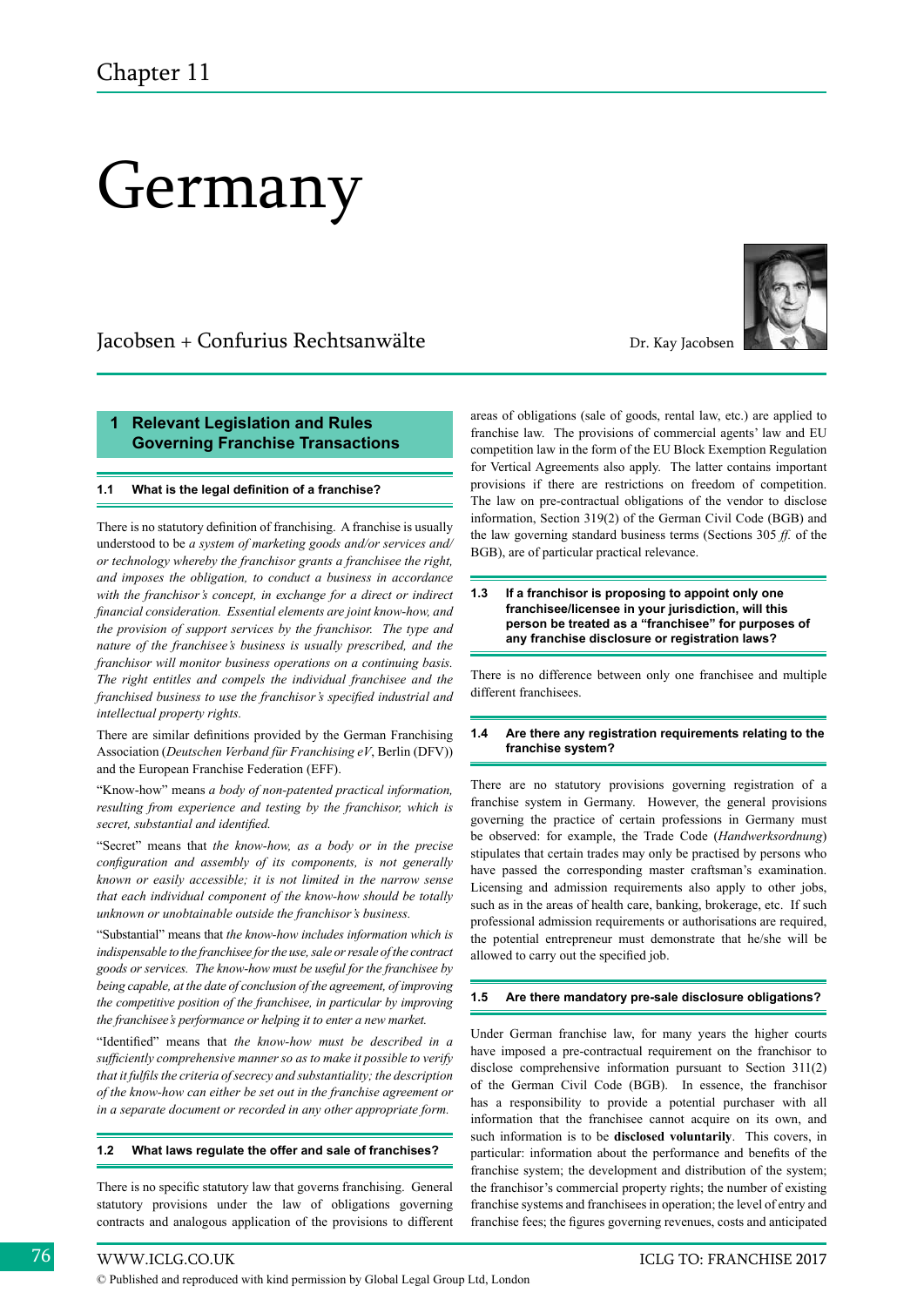# Chapter 11

# Germany

Jacobsen + Confurius Rechtsanwälte

Dr. Kay Jacobsen

## 1 Relevant Legislation and Rules Governing Franchise Transactions

### 1.1 What is the legal definition of a franchise?

There is no statutory definition of franchising. A franchise is usually understood to be *a system of marketing goods and/or services and/or technology whereby the franchisor grants a franchisee the right, and imposes the obligation, to conduct a business in accordance with the franchisor's concept, in exchange for a direct or indirect financial consideration. Essential elements are joint know-how, and the provision of support services by the franchisor. The type and nature of the franchisee's business is usually prescribed, and the franchisor will monitor business operations on a continuing basis. The right entitles and compels the individual franchisee and the franchised business to use the franchisor's specified industrial and intellectual property rights.*

There are similar definitions provided by the German Franchising Association (*Deutschen Verband für Franchising eV*, Berlin (DFV)) and the European Franchise Federation (EFF).

"Know-how" means *a body of non-patented practical information, resulting from experience and testing by the franchisor, which is secret, substantial and identified.*

"Secret" means that *the know-how, as a body or in the precise configuration and assembly of its components, is not generally known or easily accessible; it is not limited in the narrow sense that each individual component of the know-how should be totally unknown or unobtainable outside the franchisor's business.*

"Substantial" means that *the know-how includes information which is indispensable to the franchisee for the use, sale or resale of the contract goods or services. The know-how must be useful for the franchisee by being capable, at the date of conclusion of the agreement, of improving the competitive position of the franchisee, in particular by improving the franchisee's performance or helping it to enter a new market.*

"Identified" means that *the know-how must be described in a sufficiently comprehensive manner so as to make it possible to verify that it fulfils the criteria of secrecy and substantiality; the description of the know-how can either be set out in the franchise agreement or in a separate document or recorded in any other appropriate form.*

### 1.2 What laws regulate the offer and sale of franchises?

There is no specific statutory law that governs franchising. General statutory provisions under the law of obligations governing contracts and analogous application of the provisions to different areas of obligations (sale of goods, rental law, etc.) are applied to franchise law. The provisions of commercial agents' law and EU competition law in the form of the EU Block Exemption Regulation for Vertical Agreements also apply. The latter contains important provisions if there are restrictions on freedom of competition. The law on pre-contractual obligations of the vendor to disclose information, Section 319(2) of the German Civil Code (BGB) and the law governing standard business terms (Sections 305 *ff.* of the BGB), are of particular practical relevance.

### 1.3 If a franchisor is proposing to appoint only one franchisee/licensee in your jurisdiction, will this person be treated as a "franchisee" for purposes of any franchise disclosure or registration laws?

There is no difference between only one franchisee and multiple different franchisees.

### 1.4 Are there any registration requirements relating to the franchise system?

There are no statutory provisions governing registration of a franchise system in Germany. However, the general provisions governing the practice of certain professions in Germany must be observed: for example, the Trade Code (*Handwerksordnung*) stipulates that certain trades may only be practised by persons who have passed the corresponding master craftsman's examination. Licensing and admission requirements also apply to other jobs, such as in the areas of health care, banking, brokerage, etc. If such professional admission requirements or authorisations are required, the potential entrepreneur must demonstrate that he/she will be allowed to carry out the specified job.

### 1.5 Are there mandatory pre-sale disclosure obligations?

Under German franchise law, for many years the higher courts have imposed a pre-contractual requirement on the franchisor to disclose comprehensive information pursuant to Section 311(2) of the German Civil Code (BGB). In essence, the franchisor has a responsibility to provide a potential purchaser with all information that the franchisee cannot acquire on its own, and such information is to be **disclosed voluntarily**. This covers, in particular: information about the performance and benefits of the franchise system; the development and distribution of the system; the franchisor's commercial property rights; the number of existing franchise systems and franchisees in operation; the level of entry and franchise fees; the figures governing revenues, costs and anticipated

© Published and reproduced with kind permission by Global Legal Group Ltd, London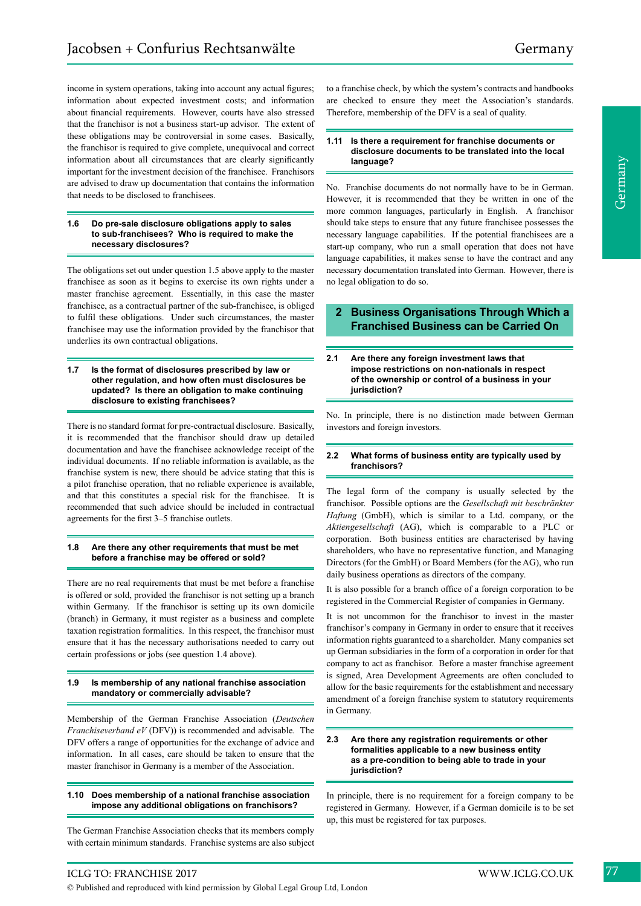income in system operations, taking into account any actual figures; information about expected investment costs; and information about financial requirements. However, courts have also stressed that the franchisor is not a business start-up advisor. The extent of these obligations may be controversial in some cases. Basically, the franchisor is required to give complete, unequivocal and correct information about all circumstances that are clearly significantly important for the investment decision of the franchisee. Franchisors are advised to draw up documentation that contains the information that needs to be disclosed to franchisees.

### 1.6 Do pre-sale disclosure obligations apply to sales to sub-franchisees? Who is required to make the necessary disclosures?

The obligations set out under question 1.5 above apply to the master franchisee as soon as it begins to exercise its own rights under a master franchise agreement. Essentially, in this case the master franchisee, as a contractual partner of the sub-franchisee, is obliged to fulfil these obligations. Under such circumstances, the master franchisee may use the information provided by the franchisor that underlies its own contractual obligations.

### 1.7 Is the format of disclosures prescribed by law or other regulation, and how often must disclosures be updated? Is there an obligation to make continuing disclosure to existing franchisees?

There is no standard format for pre-contractual disclosure. Basically, it is recommended that the franchisor should draw up detailed documentation and have the franchisee acknowledge receipt of the individual documents. If no reliable information is available, as the franchise system is new, there should be advice stating that this is a pilot franchise operation, that no reliable experience is available, and that this constitutes a special risk for the franchisee. It is recommended that such advice should be included in contractual agreements for the first 3–5 franchise outlets.

### 1.8 Are there any other requirements that must be met before a franchise may be offered or sold?

There are no real requirements that must be met before a franchise is offered or sold, provided the franchisor is not setting up a branch within Germany. If the franchisor is setting up its own domicile (branch) in Germany, it must register as a business and complete taxation registration formalities. In this respect, the franchisor must ensure that it has the necessary authorisations needed to carry out certain professions or jobs (see question 1.4 above).

### 1.9 Is membership of any national franchise association mandatory or commercially advisable?

Membership of the German Franchise Association (*Deutschen Franchiseverband eV* (DFV)) is recommended and advisable. The DFV offers a range of opportunities for the exchange of advice and information. In all cases, care should be taken to ensure that the master franchisor in Germany is a member of the Association.

### 1.10 Does membership of a national franchise association impose any additional obligations on franchisors?

The German Franchise Association checks that its members comply with certain minimum standards. Franchise systems are also subject to a franchise check, by which the system's contracts and handbooks are checked to ensure they meet the Association's standards. Therefore, membership of the DFV is a seal of quality.

### 1.11 Is there a requirement for franchise documents or disclosure documents to be translated into the local language?

No. Franchise documents do not normally have to be in German. However, it is recommended that they be written in one of the more common languages, particularly in English. A franchisor should take steps to ensure that any future franchisee possesses the necessary language capabilities. If the potential franchisees are a start-up company, who run a small operation that does not have language capabilities, it makes sense to have the contract and any necessary documentation translated into German. However, there is no legal obligation to do so.

## 2 Business Organisations Through Which a Franchised Business can be Carried On

### 2.1 Are there any foreign investment laws that impose restrictions on non-nationals in respect of the ownership or control of a business in your jurisdiction?

No. In principle, there is no distinction made between German investors and foreign investors.

### 2.2 What forms of business entity are typically used by franchisors?

The legal form of the company is usually selected by the franchisor. Possible options are the *Gesellschaft mit beschränkter Haftung* (GmbH), which is similar to a Ltd. company, or the *Aktiengesellschaft* (AG), which is comparable to a PLC or corporation. Both business entities are characterised by having shareholders, who have no representative function, and Managing Directors (for the GmbH) or Board Members (for the AG), who run daily business operations as directors of the company.

It is also possible for a branch office of a foreign corporation to be registered in the Commercial Register of companies in Germany.

It is not uncommon for the franchisor to invest in the master franchisor's company in Germany in order to ensure that it receives information rights guaranteed to a shareholder. Many companies set up German subsidiaries in the form of a corporation in order for that company to act as franchisor. Before a master franchise agreement is signed, Area Development Agreements are often concluded to allow for the basic requirements for the establishment and necessary amendment of a foreign franchise system to statutory requirements in Germany.

### 2.3 Are there any registration requirements or other formalities applicable to a new business entity as a pre-condition to being able to trade in your jurisdiction?

In principle, there is no requirement for a foreign company to be registered in Germany. However, if a German domicile is to be set up, this must be registered for tax purposes.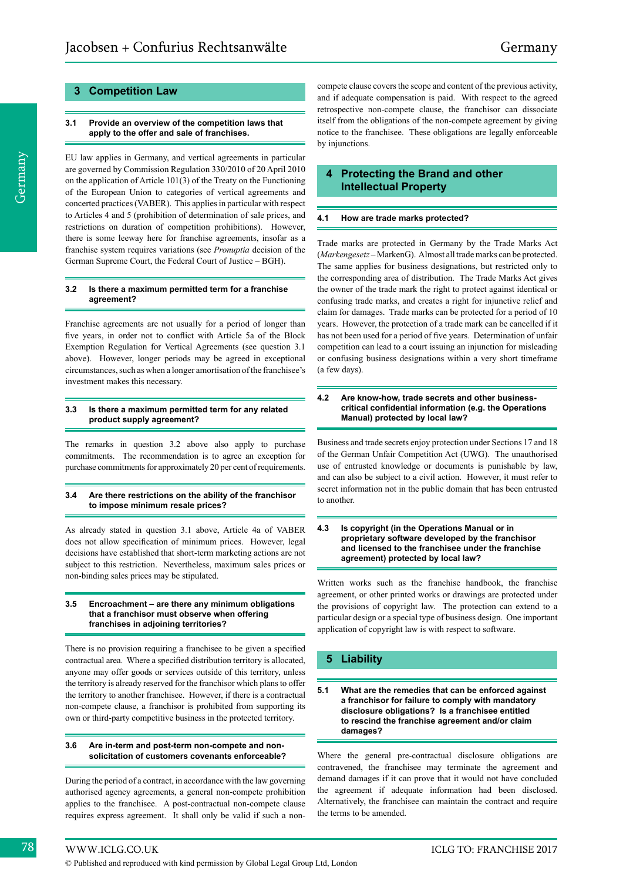## 3 Competition Law

### 3.1 Provide an overview of the competition laws that apply to the offer and sale of franchises.

EU law applies in Germany, and vertical agreements in particular are governed by Commission Regulation 330/2010 of 20 April 2010 on the application of Article 101(3) of the Treaty on the Functioning of the European Union to categories of vertical agreements and concerted practices (VABER). This applies in particular with respect to Articles 4 and 5 (prohibition of determination of sale prices, and restrictions on duration of competition prohibitions). However, there is some leeway here for franchise agreements, insofar as a franchise system requires variations (see *Pronuptia* decision of the German Supreme Court, the Federal Court of Justice – BGH).

### 3.2 Is there a maximum permitted term for a franchise agreement?

Franchise agreements are not usually for a period of longer than five years, in order not to conflict with Article 5a of the Block Exemption Regulation for Vertical Agreements (see question 3.1 above). However, longer periods may be agreed in exceptional circumstances, such as when a longer amortisation of the franchisee's investment makes this necessary.

### 3.3 Is there a maximum permitted term for any related product supply agreement?

The remarks in question 3.2 above also apply to purchase commitments. The recommendation is to agree an exception for purchase commitments for approximately 20 per cent of requirements.

### 3.4 Are there restrictions on the ability of the franchisor to impose minimum resale prices?

As already stated in question 3.1 above, Article 4a of VABER does not allow specification of minimum prices. However, legal decisions have established that short-term marketing actions are not subject to this restriction. Nevertheless, maximum sales prices or non-binding sales prices may be stipulated.

### 3.5 Encroachment – are there any minimum obligations that a franchisor must observe when offering franchises in adjoining territories?

There is no provision requiring a franchisee to be given a specified contractual area. Where a specified distribution territory is allocated, anyone may offer goods or services outside of this territory, unless the territory is already reserved for the franchisor which plans to offer the territory to another franchisee. However, if there is a contractual non-compete clause, a franchisor is prohibited from supporting its own or third-party competitive business in the protected territory.

### 3.6 Are in-term and post-term non-compete and non-solicitation of customers covenants enforceable?

During the period of a contract, in accordance with the law governing authorised agency agreements, a general non-compete prohibition applies to the franchisee. A post-contractual non-compete clause requires express agreement. It shall only be valid if such a non-compete clause covers the scope and content of the previous activity, and if adequate compensation is paid. With respect to the agreed retrospective non-compete clause, the franchisor can dissociate itself from the obligations of the non-compete agreement by giving notice to the franchisee. These obligations are legally enforceable by injunctions.

## 4 Protecting the Brand and other Intellectual Property

### 4.1 How are trade marks protected?

Trade marks are protected in Germany by the Trade Marks Act (*Markengesetz* – MarkenG). Almost all trade marks can be protected. The same applies for business designations, but restricted only to the corresponding area of distribution. The Trade Marks Act gives the owner of the trade mark the right to protect against identical or confusing trade marks, and creates a right for injunctive relief and claim for damages. Trade marks can be protected for a period of 10 years. However, the protection of a trade mark can be cancelled if it has not been used for a period of five years. Determination of unfair competition can lead to a court issuing an injunction for misleading or confusing business designations within a very short timeframe (a few days).

### 4.2 Are know-how, trade secrets and other business-critical confidential information (e.g. the Operations Manual) protected by local law?

Business and trade secrets enjoy protection under Sections 17 and 18 of the German Unfair Competition Act (UWG). The unauthorised use of entrusted knowledge or documents is punishable by law, and can also be subject to a civil action. However, it must refer to secret information not in the public domain that has been entrusted to another.

### 4.3 Is copyright (in the Operations Manual or in proprietary software developed by the franchisor and licensed to the franchisee under the franchise agreement) protected by local law?

Written works such as the franchise handbook, the franchise agreement, or other printed works or drawings are protected under the provisions of copyright law. The protection can extend to a particular design or a special type of business design. One important application of copyright law is with respect to software.

## 5 Liability

### 5.1 What are the remedies that can be enforced against a franchisor for failure to comply with mandatory disclosure obligations? Is a franchisee entitled to rescind the franchise agreement and/or claim damages?

Where the general pre-contractual disclosure obligations are contravened, the franchisee may terminate the agreement and demand damages if it can prove that it would not have concluded the agreement if adequate information had been disclosed. Alternatively, the franchisee can maintain the contract and require the terms to be amended.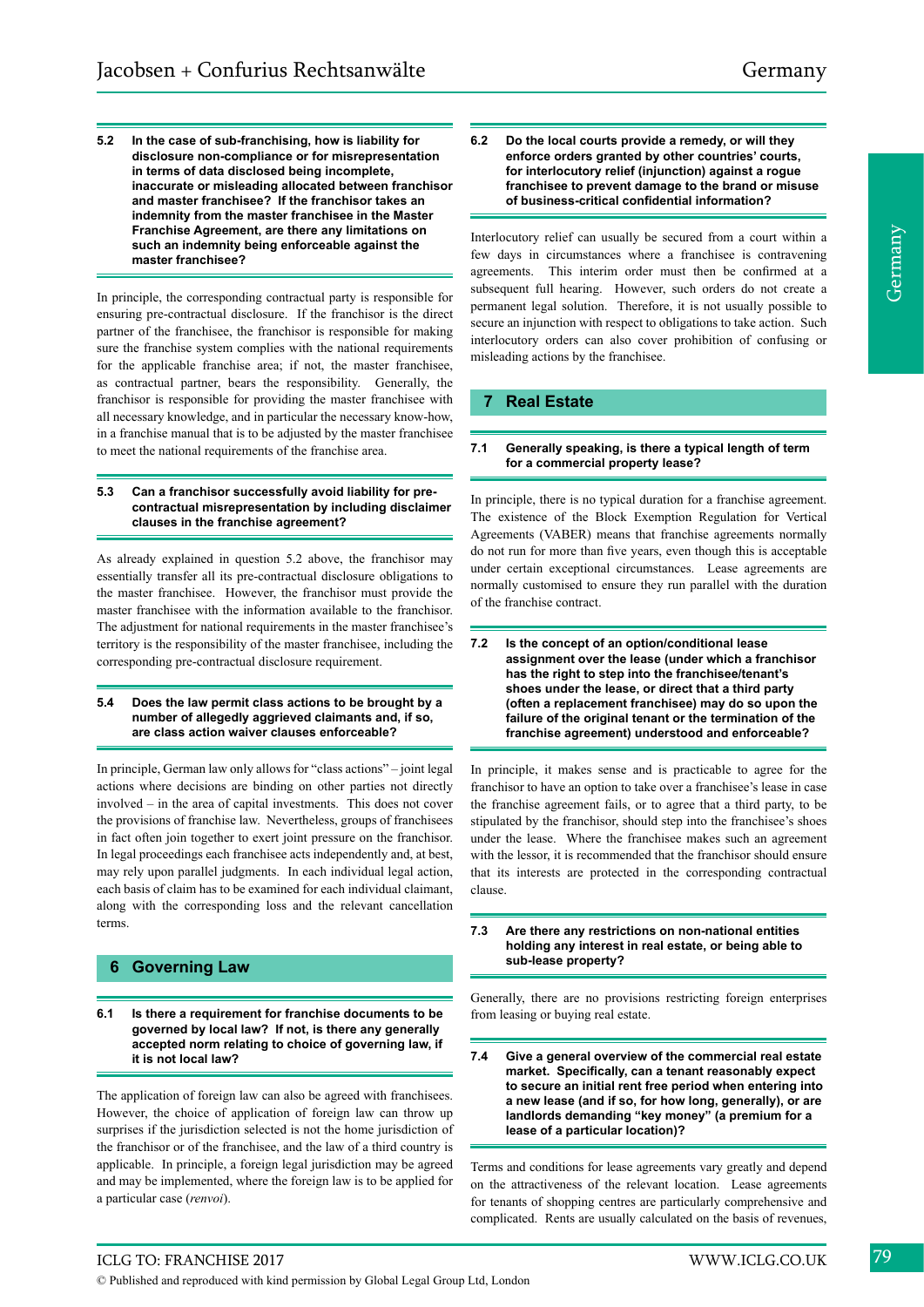#### 5.2 In the case of sub-franchising, how is liability for disclosure non-compliance or for misrepresentation in terms of data disclosed being incomplete, inaccurate or misleading allocated between franchisor and master franchisee? If the franchisor takes an indemnity from the master franchisee in the Master Franchise Agreement, are there any limitations on such an indemnity being enforceable against the master franchisee?

In principle, the corresponding contractual party is responsible for ensuring pre-contractual disclosure. If the franchisor is the direct partner of the franchisee, the franchisor is responsible for making sure the franchise system complies with the national requirements for the applicable franchise area; if not, the master franchisee, as contractual partner, bears the responsibility. Generally, the franchisor is responsible for providing the master franchisee with all necessary knowledge, and in particular the necessary know-how, in a franchise manual that is to be adjusted by the master franchisee to meet the national requirements of the franchise area.

#### 5.3 Can a franchisor successfully avoid liability for pre-contractual misrepresentation by including disclaimer clauses in the franchise agreement?

As already explained in question 5.2 above, the franchisor may essentially transfer all its pre-contractual disclosure obligations to the master franchisee. However, the franchisor must provide the master franchisee with the information available to the franchisor. The adjustment for national requirements in the master franchisee's territory is the responsibility of the master franchisee, including the corresponding pre-contractual disclosure requirement.

#### 5.4 Does the law permit class actions to be brought by a number of allegedly aggrieved claimants and, if so, are class action waiver clauses enforceable?

In principle, German law only allows for "class actions" – joint legal actions where decisions are binding on other parties not directly involved – in the area of capital investments. This does not cover the provisions of franchise law. Nevertheless, groups of franchisees in fact often join together to exert joint pressure on the franchisor. In legal proceedings each franchisee acts independently and, at best, may rely upon parallel judgments. In each individual legal action, each basis of claim has to be examined for each individual claimant, along with the corresponding loss and the relevant cancellation terms.

## 6 Governing Law

#### 6.1 Is there a requirement for franchise documents to be governed by local law? If not, is there any generally accepted norm relating to choice of governing law, if it is not local law?

The application of foreign law can also be agreed with franchisees. However, the choice of application of foreign law can throw up surprises if the jurisdiction selected is not the home jurisdiction of the franchisor or of the franchisee, and the law of a third country is applicable. In principle, a foreign legal jurisdiction may be agreed and may be implemented, where the foreign law is to be applied for a particular case (*renvoi*).

#### 6.2 Do the local courts provide a remedy, or will they enforce orders granted by other countries' courts, for interlocutory relief (injunction) against a rogue franchisee to prevent damage to the brand or misuse of business-critical confidential information?

Interlocutory relief can usually be secured from a court within a few days in circumstances where a franchisee is contravening agreements. This interim order must then be confirmed at a subsequent full hearing. However, such orders do not create a permanent legal solution. Therefore, it is not usually possible to secure an injunction with respect to obligations to take action. Such interlocutory orders can also cover prohibition of confusing or misleading actions by the franchisee.

## 7 Real Estate

#### 7.1 Generally speaking, is there a typical length of term for a commercial property lease?

In principle, there is no typical duration for a franchise agreement. The existence of the Block Exemption Regulation for Vertical Agreements (VABER) means that franchise agreements normally do not run for more than five years, even though this is acceptable under certain exceptional circumstances. Lease agreements are normally customised to ensure they run parallel with the duration of the franchise contract.

#### 7.2 Is the concept of an option/conditional lease assignment over the lease (under which a franchisor has the right to step into the franchisee/tenant's shoes under the lease, or direct that a third party (often a replacement franchisee) may do so upon the failure of the original tenant or the termination of the franchise agreement) understood and enforceable?

In principle, it makes sense and is practicable to agree for the franchisor to have an option to take over a franchisee's lease in case the franchise agreement fails, or to agree that a third party, to be stipulated by the franchisor, should step into the franchisee's shoes under the lease. Where the franchisee makes such an agreement with the lessor, it is recommended that the franchisor should ensure that its interests are protected in the corresponding contractual clause.

#### 7.3 Are there any restrictions on non-national entities holding any interest in real estate, or being able to sub-lease property?

Generally, there are no provisions restricting foreign enterprises from leasing or buying real estate.

#### 7.4 Give a general overview of the commercial real estate market. Specifically, can a tenant reasonably expect to secure an initial rent free period when entering into a new lease (and if so, for how long, generally), or are landlords demanding "key money" (a premium for a lease of a particular location)?

Terms and conditions for lease agreements vary greatly and depend on the attractiveness of the relevant location. Lease agreements for tenants of shopping centres are particularly comprehensive and complicated. Rents are usually calculated on the basis of revenues,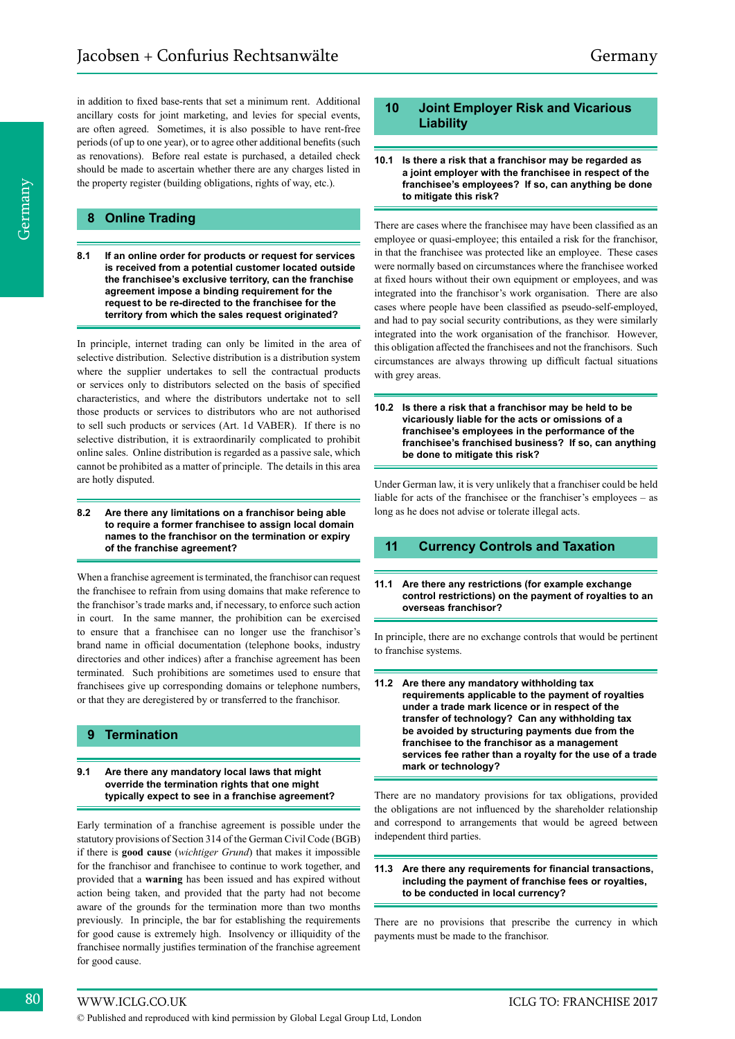in addition to fixed base-rents that set a minimum rent. Additional ancillary costs for joint marketing, and levies for special events, are often agreed. Sometimes, it is also possible to have rent-free periods (of up to one year), or to agree other additional benefits (such as renovations). Before real estate is purchased, a detailed check should be made to ascertain whether there are any charges listed in the property register (building obligations, rights of way, etc.).

## 8 Online Trading

### 8.1 If an online order for products or request for services is received from a potential customer located outside the franchisee's exclusive territory, can the franchise agreement impose a binding requirement for the request to be re-directed to the franchisee for the territory from which the sales request originated?

In principle, internet trading can only be limited in the area of selective distribution. Selective distribution is a distribution system where the supplier undertakes to sell the contractual products or services only to distributors selected on the basis of specified characteristics, and where the distributors undertake not to sell those products or services to distributors who are not authorised to sell such products or services (Art. 1d VABER). If there is no selective distribution, it is extraordinarily complicated to prohibit online sales. Online distribution is regarded as a passive sale, which cannot be prohibited as a matter of principle. The details in this area are hotly disputed.

### 8.2 Are there any limitations on a franchisor being able to require a former franchisee to assign local domain names to the franchisor on the termination or expiry of the franchise agreement?

When a franchise agreement is terminated, the franchisor can request the franchisee to refrain from using domains that make reference to the franchisor's trade marks and, if necessary, to enforce such action in court. In the same manner, the prohibition can be exercised to ensure that a franchisee can no longer use the franchisor's brand name in official documentation (telephone books, industry directories and other indices) after a franchise agreement has been terminated. Such prohibitions are sometimes used to ensure that franchisees give up corresponding domains or telephone numbers, or that they are deregistered by or transferred to the franchisor.

## 9 Termination

### 9.1 Are there any mandatory local laws that might override the termination rights that one might typically expect to see in a franchise agreement?

Early termination of a franchise agreement is possible under the statutory provisions of Section 314 of the German Civil Code (BGB) if there is **good cause** (*wichtiger Grund*) that makes it impossible for the franchisor and franchisee to continue to work together, and provided that a **warning** has been issued and has expired without action being taken, and provided that the party had not become aware of the grounds for the termination more than two months previously. In principle, the bar for establishing the requirements for good cause is extremely high. Insolvency or illiquidity of the franchisee normally justifies termination of the franchise agreement for good cause.

## 10 Joint Employer Risk and Vicarious Liability

### 10.1 Is there a risk that a franchisor may be regarded as a joint employer with the franchisee in respect of the franchisee's employees? If so, can anything be done to mitigate this risk?

There are cases where the franchisee may have been classified as an employee or quasi-employee; this entailed a risk for the franchisor, in that the franchisee was protected like an employee. These cases were normally based on circumstances where the franchisee worked at fixed hours without their own equipment or employees, and was integrated into the franchisor's work organisation. There are also cases where people have been classified as pseudo-self-employed, and had to pay social security contributions, as they were similarly integrated into the work organisation of the franchisor. However, this obligation affected the franchisees and not the franchisors. Such circumstances are always throwing up difficult factual situations with grey areas.

### 10.2 Is there a risk that a franchisor may be held to be vicariously liable for the acts or omissions of a franchisee's employees in the performance of the franchisee's franchised business? If so, can anything be done to mitigate this risk?

Under German law, it is very unlikely that a franchiser could be held liable for acts of the franchisee or the franchiser's employees – as long as he does not advise or tolerate illegal acts.

## 11 Currency Controls and Taxation

### 11.1 Are there any restrictions (for example exchange control restrictions) on the payment of royalties to an overseas franchisor?

In principle, there are no exchange controls that would be pertinent to franchise systems.

### 11.2 Are there any mandatory withholding tax requirements applicable to the payment of royalties under a trade mark licence or in respect of the transfer of technology? Can any withholding tax be avoided by structuring payments due from the franchisee to the franchisor as a management services fee rather than a royalty for the use of a trade mark or technology?

There are no mandatory provisions for tax obligations, provided the obligations are not influenced by the shareholder relationship and correspond to arrangements that would be agreed between independent third parties.

### 11.3 Are there any requirements for financial transactions, including the payment of franchise fees or royalties, to be conducted in local currency?

There are no provisions that prescribe the currency in which payments must be made to the franchisor.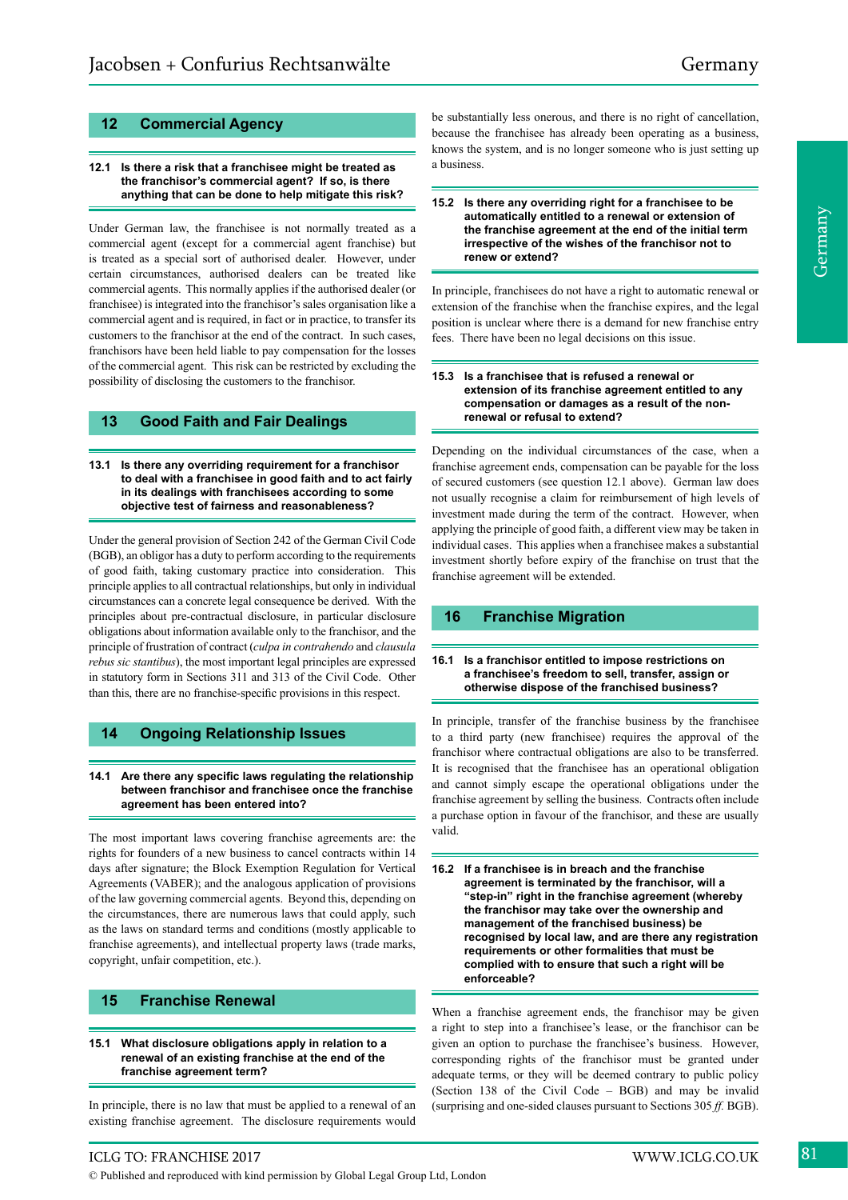## 12 Commercial Agency

**12.1 Is there a risk that a franchisee might be treated as the franchisor's commercial agent? If so, is there anything that can be done to help mitigate this risk?**

Under German law, the franchisee is not normally treated as a commercial agent (except for a commercial agent franchise) but is treated as a special sort of authorised dealer. However, under certain circumstances, authorised dealers can be treated like commercial agents. This normally applies if the authorised dealer (or franchisee) is integrated into the franchisor's sales organisation like a commercial agent and is required, in fact or in practice, to transfer its customers to the franchisor at the end of the contract. In such cases, franchisors have been held liable to pay compensation for the losses of the commercial agent. This risk can be restricted by excluding the possibility of disclosing the customers to the franchisor.

## 13 Good Faith and Fair Dealings

**13.1 Is there any overriding requirement for a franchisor to deal with a franchisee in good faith and to act fairly in its dealings with franchisees according to some objective test of fairness and reasonableness?**

Under the general provision of Section 242 of the German Civil Code (BGB), an obligor has a duty to perform according to the requirements of good faith, taking customary practice into consideration. This principle applies to all contractual relationships, but only in individual circumstances can a concrete legal consequence be derived. With the principles about pre-contractual disclosure, in particular disclosure obligations about information available only to the franchisor, and the principle of frustration of contract (*culpa in contrahendo* and *clausula rebus sic stantibus*), the most important legal principles are expressed in statutory form in Sections 311 and 313 of the Civil Code. Other than this, there are no franchise-specific provisions in this respect.

## 14 Ongoing Relationship Issues

**14.1 Are there any specific laws regulating the relationship between franchisor and franchisee once the franchise agreement has been entered into?**

The most important laws covering franchise agreements are: the rights for founders of a new business to cancel contracts within 14 days after signature; the Block Exemption Regulation for Vertical Agreements (VABER); and the analogous application of provisions of the law governing commercial agents. Beyond this, depending on the circumstances, there are numerous laws that could apply, such as the laws on standard terms and conditions (mostly applicable to franchise agreements), and intellectual property laws (trade marks, copyright, unfair competition, etc.).

## 15 Franchise Renewal

**15.1 What disclosure obligations apply in relation to a renewal of an existing franchise at the end of the franchise agreement term?**

In principle, there is no law that must be applied to a renewal of an existing franchise agreement. The disclosure requirements would be substantially less onerous, and there is no right of cancellation, because the franchisee has already been operating as a business, knows the system, and is no longer someone who is just setting up a business.

**15.2 Is there any overriding right for a franchisee to be automatically entitled to a renewal or extension of the franchise agreement at the end of the initial term irrespective of the wishes of the franchisor not to renew or extend?**

In principle, franchisees do not have a right to automatic renewal or extension of the franchise when the franchise expires, and the legal position is unclear where there is a demand for new franchise entry fees. There have been no legal decisions on this issue.

**15.3 Is a franchisee that is refused a renewal or extension of its franchise agreement entitled to any compensation or damages as a result of the non-renewal or refusal to extend?**

Depending on the individual circumstances of the case, when a franchise agreement ends, compensation can be payable for the loss of secured customers (see question 12.1 above). German law does not usually recognise a claim for reimbursement of high levels of investment made during the term of the contract. However, when applying the principle of good faith, a different view may be taken in individual cases. This applies when a franchisee makes a substantial investment shortly before expiry of the franchise on trust that the franchise agreement will be extended.

## 16 Franchise Migration

**16.1 Is a franchisor entitled to impose restrictions on a franchisee's freedom to sell, transfer, assign or otherwise dispose of the franchised business?**

In principle, transfer of the franchise business by the franchisee to a third party (new franchisee) requires the approval of the franchisor where contractual obligations are also to be transferred. It is recognised that the franchisee has an operational obligation and cannot simply escape the operational obligations under the franchise agreement by selling the business. Contracts often include a purchase option in favour of the franchisor, and these are usually valid.

**16.2 If a franchisee is in breach and the franchise agreement is terminated by the franchisor, will a "step-in" right in the franchise agreement (whereby the franchisor may take over the ownership and management of the franchised business) be recognised by local law, and are there any registration requirements or other formalities that must be complied with to ensure that such a right will be enforceable?**

When a franchise agreement ends, the franchisor may be given a right to step into a franchisee's lease, or the franchisor can be given an option to purchase the franchisee's business. However, corresponding rights of the franchisor must be granted under adequate terms, or they will be deemed contrary to public policy (Section 138 of the Civil Code – BGB) and may be invalid (surprising and one-sided clauses pursuant to Sections 305 *ff.* BGB).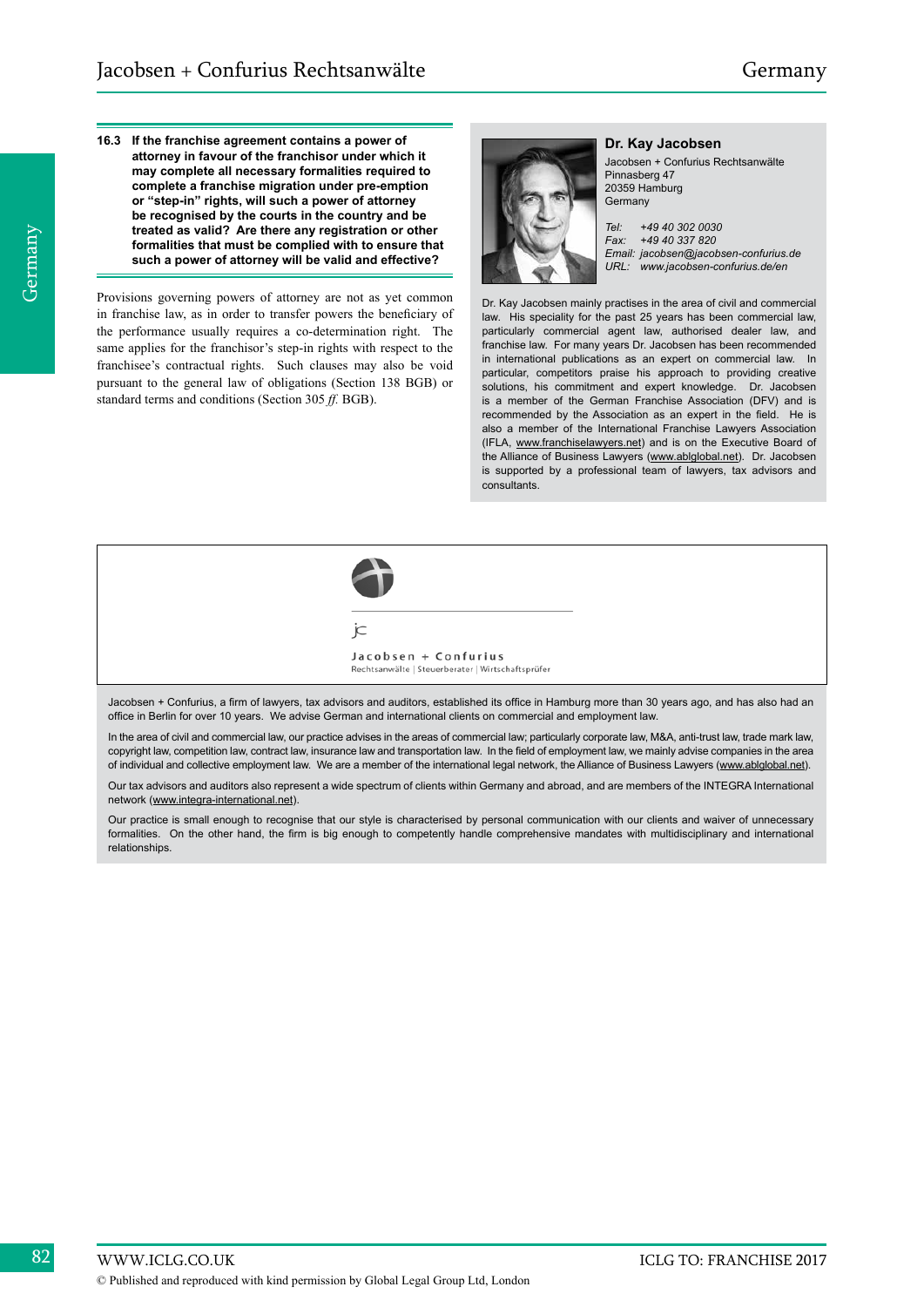**16.3 If the franchise agreement contains a power of attorney in favour of the franchisor under which it may complete all necessary formalities required to complete a franchise migration under pre-emption or "step-in" rights, will such a power of attorney be recognised by the courts in the country and be treated as valid? Are there any registration or other formalities that must be complied with to ensure that such a power of attorney will be valid and effective?**

Provisions governing powers of attorney are not as yet common in franchise law, as in order to transfer powers the beneficiary of the performance usually requires a co-determination right. The same applies for the franchisor's step-in rights with respect to the franchisee's contractual rights. Such clauses may also be void pursuant to the general law of obligations (Section 138 BGB) or standard terms and conditions (Section 305 *ff.* BGB).

### Dr. Kay Jacobsen

Jacobsen + Confurius Rechtsanwälte
Pinnasberg 47
20359 Hamburg
Germany

*Tel: +49 40 302 0030*
*Fax: +49 40 337 820*
*Email: jacobsen@jacobsen-confurius.de*
*URL: www.jacobsen-confurius.de/en*

Dr. Kay Jacobsen mainly practises in the area of civil and commercial law. His speciality for the past 25 years has been commercial law, particularly commercial agent law, authorised dealer law, and franchise law. For many years Dr. Jacobsen has been recommended in international publications as an expert on commercial law. In particular, competitors praise his approach to providing creative solutions, his commitment and expert knowledge. Dr. Jacobsen is a member of the German Franchise Association (DFV) and is recommended by the Association as an expert in the field. He is also a member of the International Franchise Lawyers Association (IFLA, www.franchiselawyers.net) and is on the Executive Board of the Alliance of Business Lawyers (www.ablglobal.net). Dr. Jacobsen is supported by a professional team of lawyers, tax advisors and consultants.

Jacobsen + Confurius
Rechtsanwälte | Steuerberater | Wirtschaftsprüfer

Jacobsen + Confurius, a firm of lawyers, tax advisors and auditors, established its office in Hamburg more than 30 years ago, and has also had an office in Berlin for over 10 years. We advise German and international clients on commercial and employment law.

In the area of civil and commercial law, our practice advises in the areas of commercial law; particularly corporate law, M&A, anti-trust law, trade mark law, copyright law, competition law, contract law, insurance law and transportation law. In the field of employment law, we mainly advise companies in the area of individual and collective employment law. We are a member of the international legal network, the Alliance of Business Lawyers (www.ablglobal.net).

Our tax advisors and auditors also represent a wide spectrum of clients within Germany and abroad, and are members of the INTEGRA International network (www.integra-international.net).

Our practice is small enough to recognise that our style is characterised by personal communication with our clients and waiver of unnecessary formalities. On the other hand, the firm is big enough to competently handle comprehensive mandates with multidisciplinary and international relationships.

© Published and reproduced with kind permission by Global Legal Group Ltd, London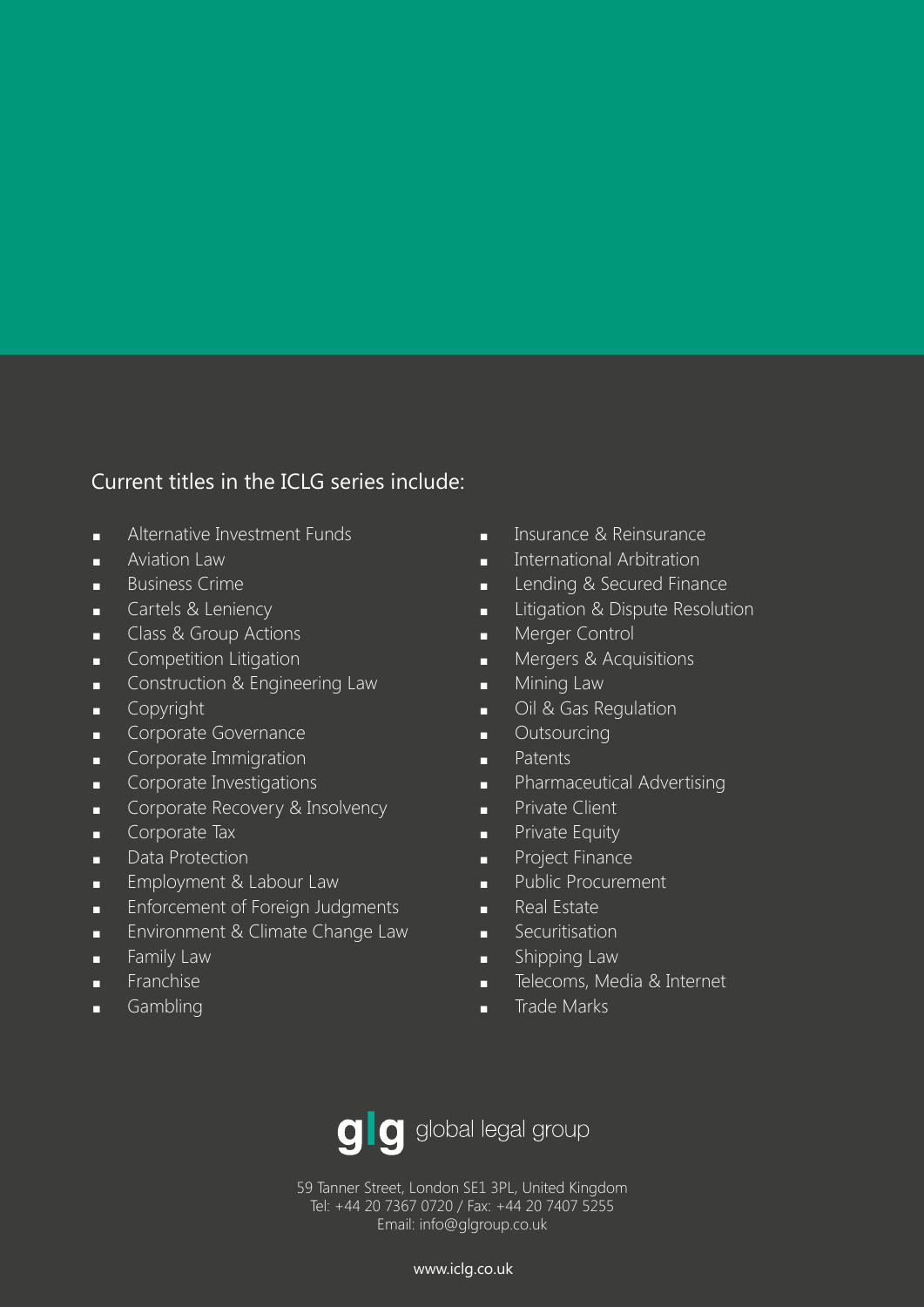Current titles in the ICLG series include:

- Alternative Investment Funds
- Aviation Law
- Business Crime
- Cartels & Leniency
- Class & Group Actions
- Competition Litigation
- Construction & Engineering Law
- Copyright
- Corporate Governance
- Corporate Immigration
- Corporate Investigations
- Corporate Recovery & Insolvency
- Corporate Tax
- Data Protection
- Employment & Labour Law
- Enforcement of Foreign Judgments
- Environment & Climate Change Law
- Family Law
- Franchise
- Gambling
- Insurance & Reinsurance
- International Arbitration
- Lending & Secured Finance
- Litigation & Dispute Resolution
- Merger Control
- Mergers & Acquisitions
- Mining Law
- Oil & Gas Regulation
- Outsourcing
- Patents
- Pharmaceutical Advertising
- Private Client
- Private Equity
- Project Finance
- Public Procurement
- Real Estate
- Securitisation
- Shipping Law
- Telecoms, Media & Internet
- Trade Marks

glg global legal group

59 Tanner Street, London SE1 3PL, United Kingdom
Tel: +44 20 7367 0720 / Fax: +44 20 7407 5255
Email: info@glgroup.co.uk

www.iclg.co.uk